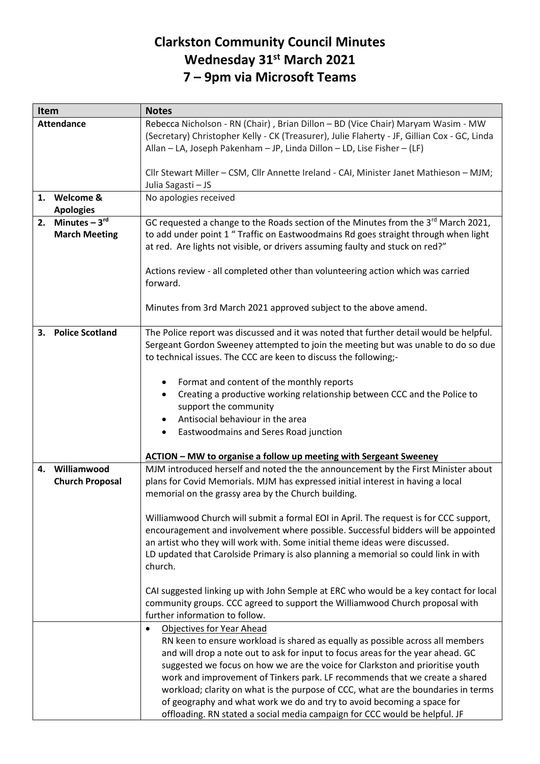# Clarkston Community Council Minutes
# Wednesday 31st March 2021
# 7 – 9pm via Microsoft Teams

| Item | Notes |
|---|---|
| **Attendance** | Rebecca Nicholson - RN (Chair) , Brian Dillon – BD (Vice Chair) Maryam Wasim - MW (Secretary) Christopher Kelly - CK (Treasurer), Julie Flaherty - JF, Gillian Cox - GC, Linda Allan – LA, Joseph Pakenham – JP, Linda Dillon – LD, Lise Fisher – (LF)<br><br>Cllr Stewart Miller – CSM, Cllr Annette Ireland - CAI, Minister Janet Mathieson – MJM; Julia Sagasti – JS |
| **1. Welcome & Apologies** | No apologies received |
| **2. Minutes – 3rd March Meeting** | GC requested a change to the Roads section of the Minutes from the 3rd March 2021, to add under point 1 " Traffic on Eastwoodmains Rd goes straight through when light at red. Are lights not visible, or drivers assuming faulty and stuck on red?"<br><br>Actions review - all completed other than volunteering action which was carried forward.<br><br>Minutes from 3rd March 2021 approved subject to the above amend. |
| **3. Police Scotland** | The Police report was discussed and it was noted that further detail would be helpful. Sergeant Gordon Sweeney attempted to join the meeting but was unable to do so due to technical issues. The CCC are keen to discuss the following;-<br><br>• Format and content of the monthly reports<br>• Creating a productive working relationship between CCC and the Police to support the community<br>• Antisocial behaviour in the area<br>• Eastwoodmains and Seres Road junction<br><br>**ACTION – MW to organise a follow up meeting with Sergeant Sweeney** |
| **4. Williamwood Church Proposal** | MJM introduced herself and noted the the announcement by the First Minister about plans for Covid Memorials. MJM has expressed initial interest in having a local memorial on the grassy area by the Church building.<br><br>Williamwood Church will submit a formal EOI in April. The request is for CCC support, encouragement and involvement where possible. Successful bidders will be appointed an artist who they will work with. Some initial theme ideas were discussed.<br>LD updated that Carolside Primary is also planning a memorial so could link in with church.<br><br>CAI suggested linking up with John Semple at ERC who would be a key contact for local community groups. CCC agreed to support the Williamwood Church proposal with further information to follow. |
| | • Objectives for Year Ahead<br>RN keen to ensure workload is shared as equally as possible across all members and will drop a note out to ask for input to focus areas for the year ahead. GC suggested we focus on how we are the voice for Clarkston and prioritise youth work and improvement of Tinkers park. LF recommends that we create a shared workload; clarity on what is the purpose of CCC, what are the boundaries in terms of geography and what work we do and try to avoid becoming a space for offloading. RN stated a social media campaign for CCC would be helpful. JF |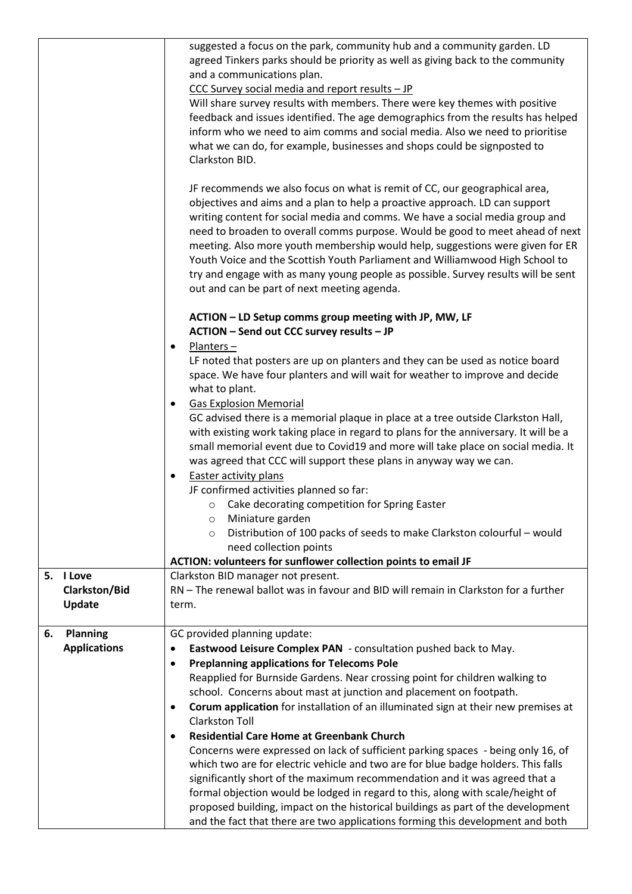| | |
|---|---|
| | suggested a focus on the park, community hub and a community garden. LD agreed Tinkers parks should be priority as well as giving back to the community and a communications plan.<br><u>CCC Survey social media and report results – JP</u><br>Will share survey results with members. There were key themes with positive feedback and issues identified. The age demographics from the results has helped inform who we need to aim comms and social media. Also we need to prioritise what we can do, for example, businesses and shops could be signposted to Clarkston BID.<br><br>JF recommends we also focus on what is remit of CC, our geographical area, objectives and aims and a plan to help a proactive approach. LD can support writing content for social media and comms. We have a social media group and need to broaden to overall comms purpose. Would be good to meet ahead of next meeting. Also more youth membership would help, suggestions were given for ER Youth Voice and the Scottish Youth Parliament and Williamwood High School to try and engage with as many young people as possible. Survey results will be sent out and can be part of next meeting agenda.<br><br>**ACTION – LD Setup comms group meeting with JP, MW, LF**<br>**ACTION – Send out CCC survey results – JP**<br>• <u>Planters –</u><br>LF noted that posters are up on planters and they can be used as notice board space. We have four planters and will wait for weather to improve and decide what to plant.<br>• <u>Gas Explosion Memorial</u><br>GC advised there is a memorial plaque in place at a tree outside Clarkston Hall, with existing work taking place in regard to plans for the anniversary. It will be a small memorial event due to Covid19 and more will take place on social media. It was agreed that CCC will support these plans in anyway way we can.<br>• <u>Easter activity plans</u><br>JF confirmed activities planned so far:<br>o Cake decorating competition for Spring Easter<br>o Miniature garden<br>o Distribution of 100 packs of seeds to make Clarkston colourful – would need collection points<br>**ACTION: volunteers for sunflower collection points to email JF** |
| **5. I Love Clarkston/Bid Update** | Clarkston BID manager not present.<br>RN – The renewal ballot was in favour and BID will remain in Clarkston for a further term. |
| **6. Planning Applications** | GC provided planning update:<br>• **Eastwood Leisure Complex PAN** - consultation pushed back to May.<br>• **Preplanning applications for Telecoms Pole**<br>Reapplied for Burnside Gardens. Near crossing point for children walking to school. Concerns about mast at junction and placement on footpath.<br>• **Corum application** for installation of an illuminated sign at their new premises at Clarkston Toll<br>• **Residential Care Home at Greenbank Church**<br>Concerns were expressed on lack of sufficient parking spaces - being only 16, of which two are for electric vehicle and two are for blue badge holders. This falls significantly short of the maximum recommendation and it was agreed that a formal objection would be lodged in regard to this, along with scale/height of proposed building, impact on the historical buildings as part of the development and the fact that there are two applications forming this development and both |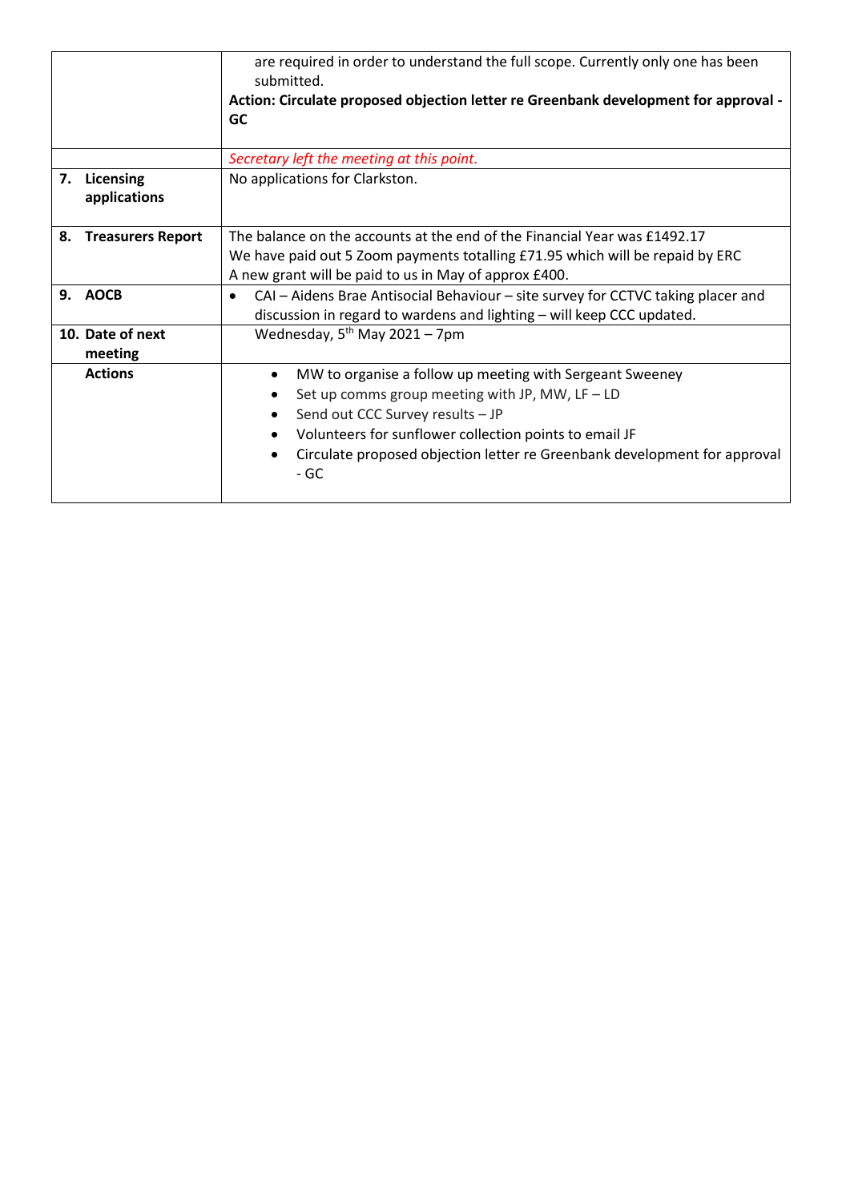| | |
|---|---|
| | are required in order to understand the full scope. Currently only one has been submitted.<br>**Action: Circulate proposed objection letter re Greenbank development for approval - GC** |
| | *Secretary left the meeting at this point.* |
| **7. Licensing applications** | No applications for Clarkston. |
| **8. Treasurers Report** | The balance on the accounts at the end of the Financial Year was £1492.17<br>We have paid out 5 Zoom payments totalling £71.95 which will be repaid by ERC<br>A new grant will be paid to us in May of approx £400. |
| **9. AOCB** | • CAI – Aidens Brae Antisocial Behaviour – site survey for CCTVC taking placer and discussion in regard to wardens and lighting – will keep CCC updated. |
| **10. Date of next meeting** | Wednesday, 5th May 2021 – 7pm |
| **Actions** | • MW to organise a follow up meeting with Sergeant Sweeney<br>• Set up comms group meeting with JP, MW, LF – LD<br>• Send out CCC Survey results – JP<br>• Volunteers for sunflower collection points to email JF<br>• Circulate proposed objection letter re Greenbank development for approval - GC |